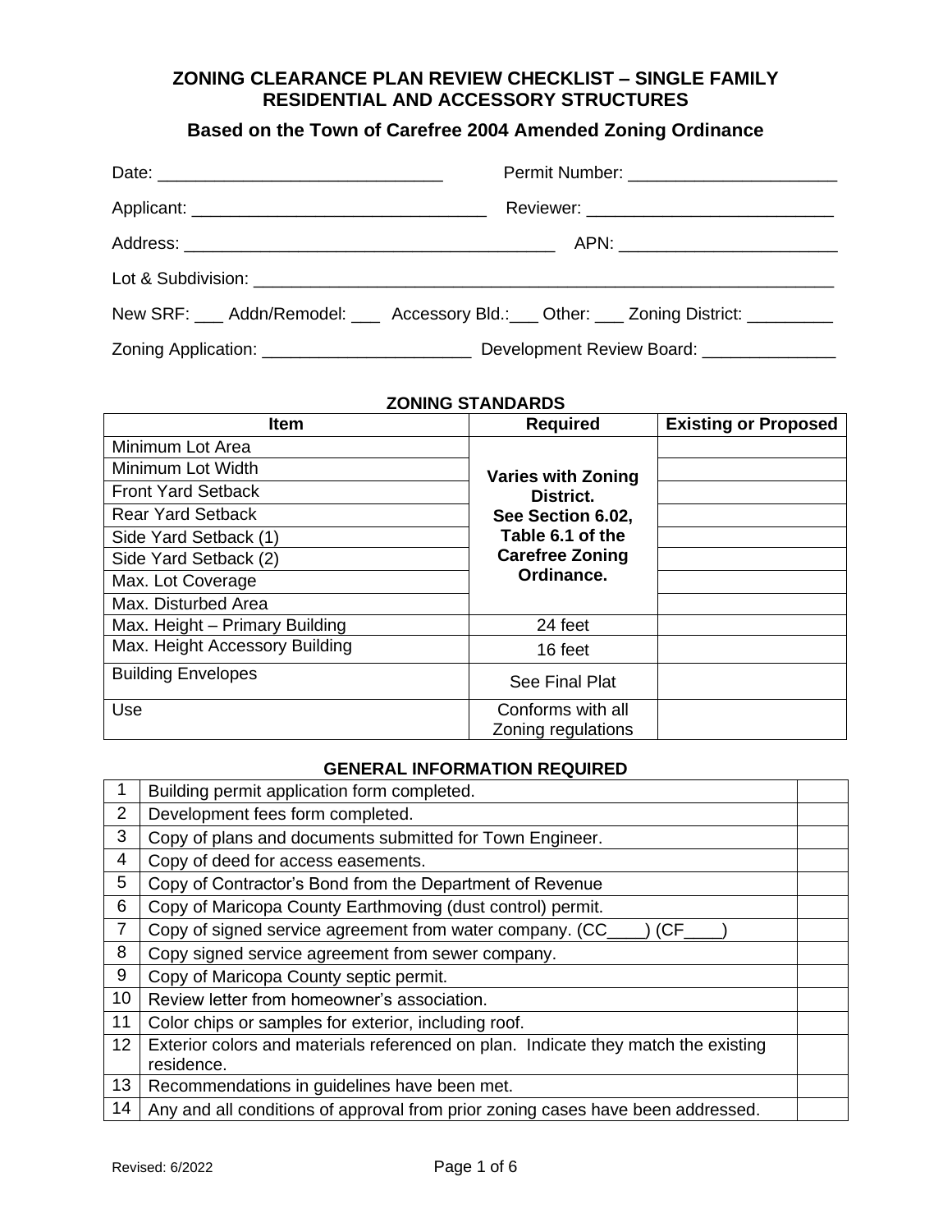# ZONING CLEARANCE PLAN REVIEW CHECKLIST – SINGLE FAMILY RESIDENTIAL AND ACCESSORY STRUCTURES

## Based on the Town of Carefree 2004 Amended Zoning Ordinance

Date: ______________________________ Permit Number: ______________________

Applicant: _______________________________ Reviewer: _________________________

Address: _______________________________________ APN: _______________________

Lot & Subdivision: _____________________________________________________________

New SRF: ___ Addn/Remodel: ___ Accessory Bld.:___ Other: ___ Zoning District: _________

Zoning Application: ______________________ Development Review Board: ______________

### ZONING STANDARDS

| Item | Required | Existing or Proposed |
|---|---|---|
| Minimum Lot Area | **Varies with Zoning District. See Section 6.02, Table 6.1 of the Carefree Zoning Ordinance.** | |
| Minimum Lot Width | | |
| Front Yard Setback | | |
| Rear Yard Setback | | |
| Side Yard Setback (1) | | |
| Side Yard Setback (2) | | |
| Max. Lot Coverage | | |
| Max. Disturbed Area | | |
| Max. Height – Primary Building | 24 feet | |
| Max. Height Accessory Building | 16 feet | |
| Building Envelopes | See Final Plat | |
| Use | Conforms with all Zoning regulations | |

### GENERAL INFORMATION REQUIRED

| | | |
|---|---|---|
| 1 | Building permit application form completed. | |
| 2 | Development fees form completed. | |
| 3 | Copy of plans and documents submitted for Town Engineer. | |
| 4 | Copy of deed for access easements. | |
| 5 | Copy of Contractor's Bond from the Department of Revenue | |
| 6 | Copy of Maricopa County Earthmoving (dust control) permit. | |
| 7 | Copy of signed service agreement from water company. (CC____) (CF____) | |
| 8 | Copy signed service agreement from sewer company. | |
| 9 | Copy of Maricopa County septic permit. | |
| 10 | Review letter from homeowner's association. | |
| 11 | Color chips or samples for exterior, including roof. | |
| 12 | Exterior colors and materials referenced on plan. Indicate they match the existing residence. | |
| 13 | Recommendations in guidelines have been met. | |
| 14 | Any and all conditions of approval from prior zoning cases have been addressed. | |

Revised: 6/2022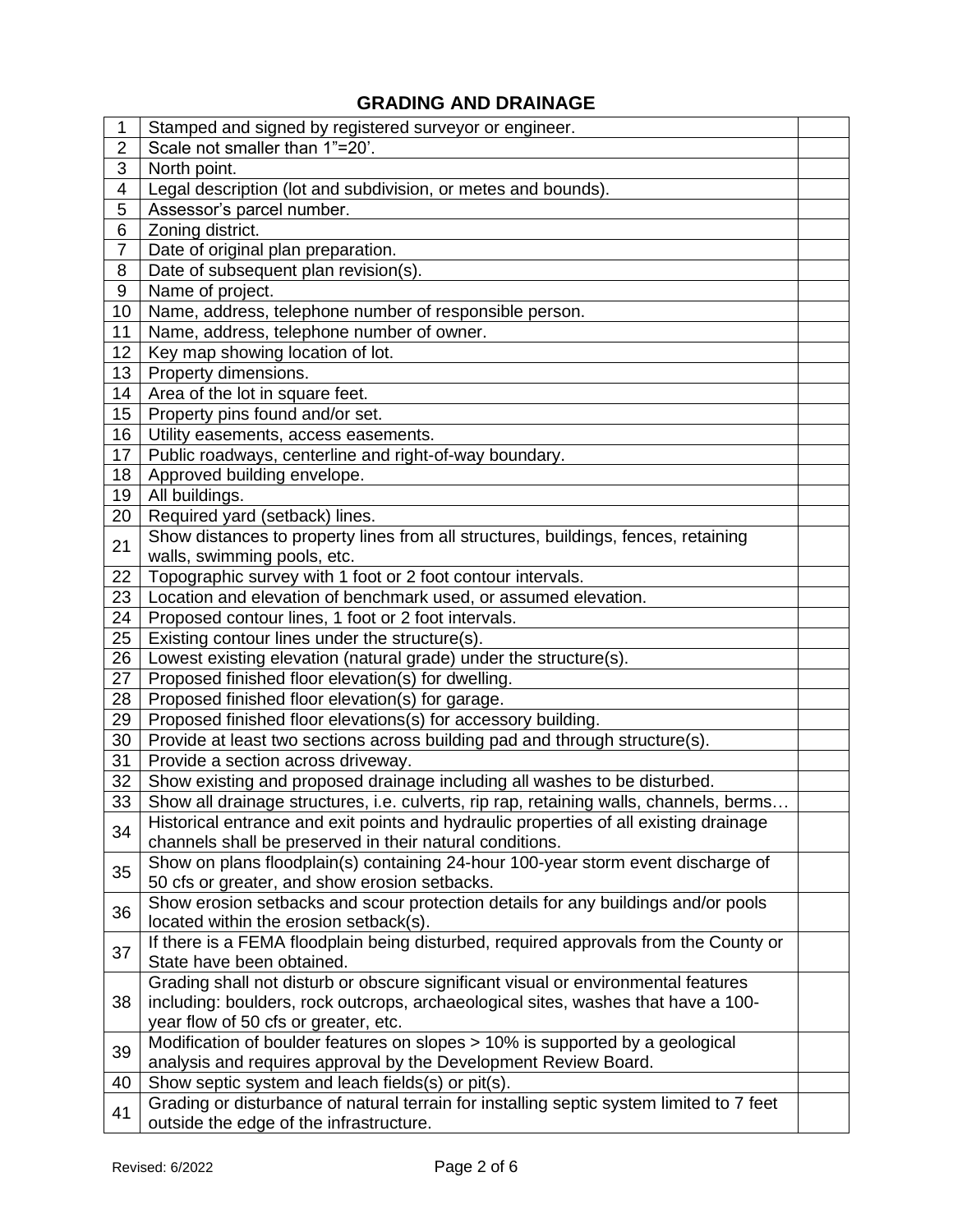## GRADING AND DRAINAGE

| | | |
|---|---|---|
| 1 | Stamped and signed by registered surveyor or engineer. | |
| 2 | Scale not smaller than 1"=20'. | |
| 3 | North point. | |
| 4 | Legal description (lot and subdivision, or metes and bounds). | |
| 5 | Assessor's parcel number. | |
| 6 | Zoning district. | |
| 7 | Date of original plan preparation. | |
| 8 | Date of subsequent plan revision(s). | |
| 9 | Name of project. | |
| 10 | Name, address, telephone number of responsible person. | |
| 11 | Name, address, telephone number of owner. | |
| 12 | Key map showing location of lot. | |
| 13 | Property dimensions. | |
| 14 | Area of the lot in square feet. | |
| 15 | Property pins found and/or set. | |
| 16 | Utility easements, access easements. | |
| 17 | Public roadways, centerline and right-of-way boundary. | |
| 18 | Approved building envelope. | |
| 19 | All buildings. | |
| 20 | Required yard (setback) lines. | |
| 21 | Show distances to property lines from all structures, buildings, fences, retaining walls, swimming pools, etc. | |
| 22 | Topographic survey with 1 foot or 2 foot contour intervals. | |
| 23 | Location and elevation of benchmark used, or assumed elevation. | |
| 24 | Proposed contour lines, 1 foot or 2 foot intervals. | |
| 25 | Existing contour lines under the structure(s). | |
| 26 | Lowest existing elevation (natural grade) under the structure(s). | |
| 27 | Proposed finished floor elevation(s) for dwelling. | |
| 28 | Proposed finished floor elevation(s) for garage. | |
| 29 | Proposed finished floor elevations(s) for accessory building. | |
| 30 | Provide at least two sections across building pad and through structure(s). | |
| 31 | Provide a section across driveway. | |
| 32 | Show existing and proposed drainage including all washes to be disturbed. | |
| 33 | Show all drainage structures, i.e. culverts, rip rap, retaining walls, channels, berms… | |
| 34 | Historical entrance and exit points and hydraulic properties of all existing drainage channels shall be preserved in their natural conditions. | |
| 35 | Show on plans floodplain(s) containing 24-hour 100-year storm event discharge of 50 cfs or greater, and show erosion setbacks. | |
| 36 | Show erosion setbacks and scour protection details for any buildings and/or pools located within the erosion setback(s). | |
| 37 | If there is a FEMA floodplain being disturbed, required approvals from the County or State have been obtained. | |
| 38 | Grading shall not disturb or obscure significant visual or environmental features including: boulders, rock outcrops, archaeological sites, washes that have a 100-year flow of 50 cfs or greater, etc. | |
| 39 | Modification of boulder features on slopes > 10% is supported by a geological analysis and requires approval by the Development Review Board. | |
| 40 | Show septic system and leach fields(s) or pit(s). | |
| 41 | Grading or disturbance of natural terrain for installing septic system limited to 7 feet outside the edge of the infrastructure. | |

Revised: 6/2022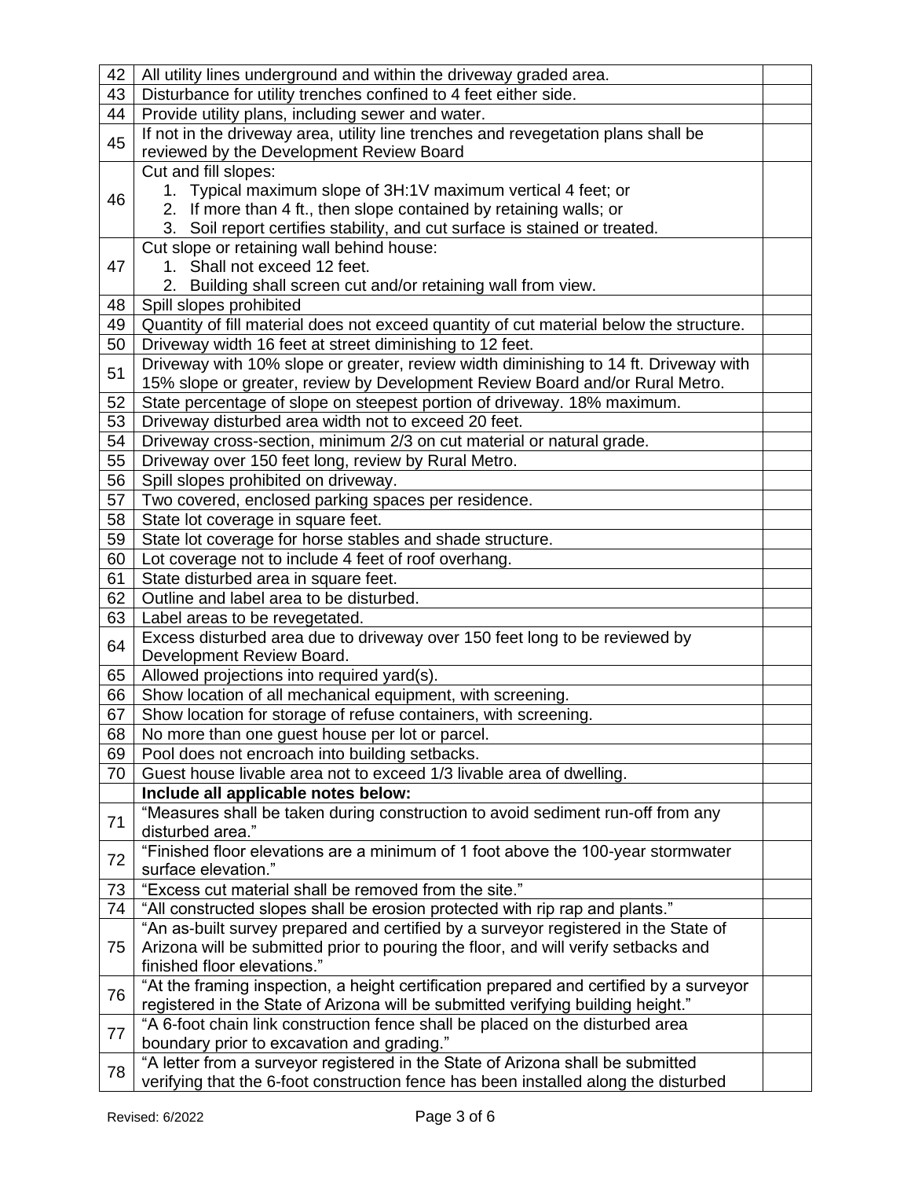| | | |
|---|---|---|
| 42 | All utility lines underground and within the driveway graded area. | |
| 43 | Disturbance for utility trenches confined to 4 feet either side. | |
| 44 | Provide utility plans, including sewer and water. | |
| 45 | If not in the driveway area, utility line trenches and revegetation plans shall be reviewed by the Development Review Board | |
| 46 | Cut and fill slopes:<br>1. Typical maximum slope of 3H:1V maximum vertical 4 feet; or<br>2. If more than 4 ft., then slope contained by retaining walls; or<br>3. Soil report certifies stability, and cut surface is stained or treated. | |
| 47 | Cut slope or retaining wall behind house:<br>1. Shall not exceed 12 feet.<br>2. Building shall screen cut and/or retaining wall from view. | |
| 48 | Spill slopes prohibited | |
| 49 | Quantity of fill material does not exceed quantity of cut material below the structure. | |
| 50 | Driveway width 16 feet at street diminishing to 12 feet. | |
| 51 | Driveway with 10% slope or greater, review width diminishing to 14 ft. Driveway with 15% slope or greater, review by Development Review Board and/or Rural Metro. | |
| 52 | State percentage of slope on steepest portion of driveway. 18% maximum. | |
| 53 | Driveway disturbed area width not to exceed 20 feet. | |
| 54 | Driveway cross-section, minimum 2/3 on cut material or natural grade. | |
| 55 | Driveway over 150 feet long, review by Rural Metro. | |
| 56 | Spill slopes prohibited on driveway. | |
| 57 | Two covered, enclosed parking spaces per residence. | |
| 58 | State lot coverage in square feet. | |
| 59 | State lot coverage for horse stables and shade structure. | |
| 60 | Lot coverage not to include 4 feet of roof overhang. | |
| 61 | State disturbed area in square feet. | |
| 62 | Outline and label area to be disturbed. | |
| 63 | Label areas to be revegetated. | |
| 64 | Excess disturbed area due to driveway over 150 feet long to be reviewed by Development Review Board. | |
| 65 | Allowed projections into required yard(s). | |
| 66 | Show location of all mechanical equipment, with screening. | |
| 67 | Show location for storage of refuse containers, with screening. | |
| 68 | No more than one guest house per lot or parcel. | |
| 69 | Pool does not encroach into building setbacks. | |
| 70 | Guest house livable area not to exceed 1/3 livable area of dwelling. | |
| | **Include all applicable notes below:** | |
| 71 | "Measures shall be taken during construction to avoid sediment run-off from any disturbed area." | |
| 72 | "Finished floor elevations are a minimum of 1 foot above the 100-year stormwater surface elevation." | |
| 73 | "Excess cut material shall be removed from the site." | |
| 74 | "All constructed slopes shall be erosion protected with rip rap and plants." | |
| 75 | "An as-built survey prepared and certified by a surveyor registered in the State of Arizona will be submitted prior to pouring the floor, and will verify setbacks and finished floor elevations." | |
| 76 | "At the framing inspection, a height certification prepared and certified by a surveyor registered in the State of Arizona will be submitted verifying building height." | |
| 77 | "A 6-foot chain link construction fence shall be placed on the disturbed area boundary prior to excavation and grading." | |
| 78 | "A letter from a surveyor registered in the State of Arizona shall be submitted verifying that the 6-foot construction fence has been installed along the disturbed | |

Revised: 6/2022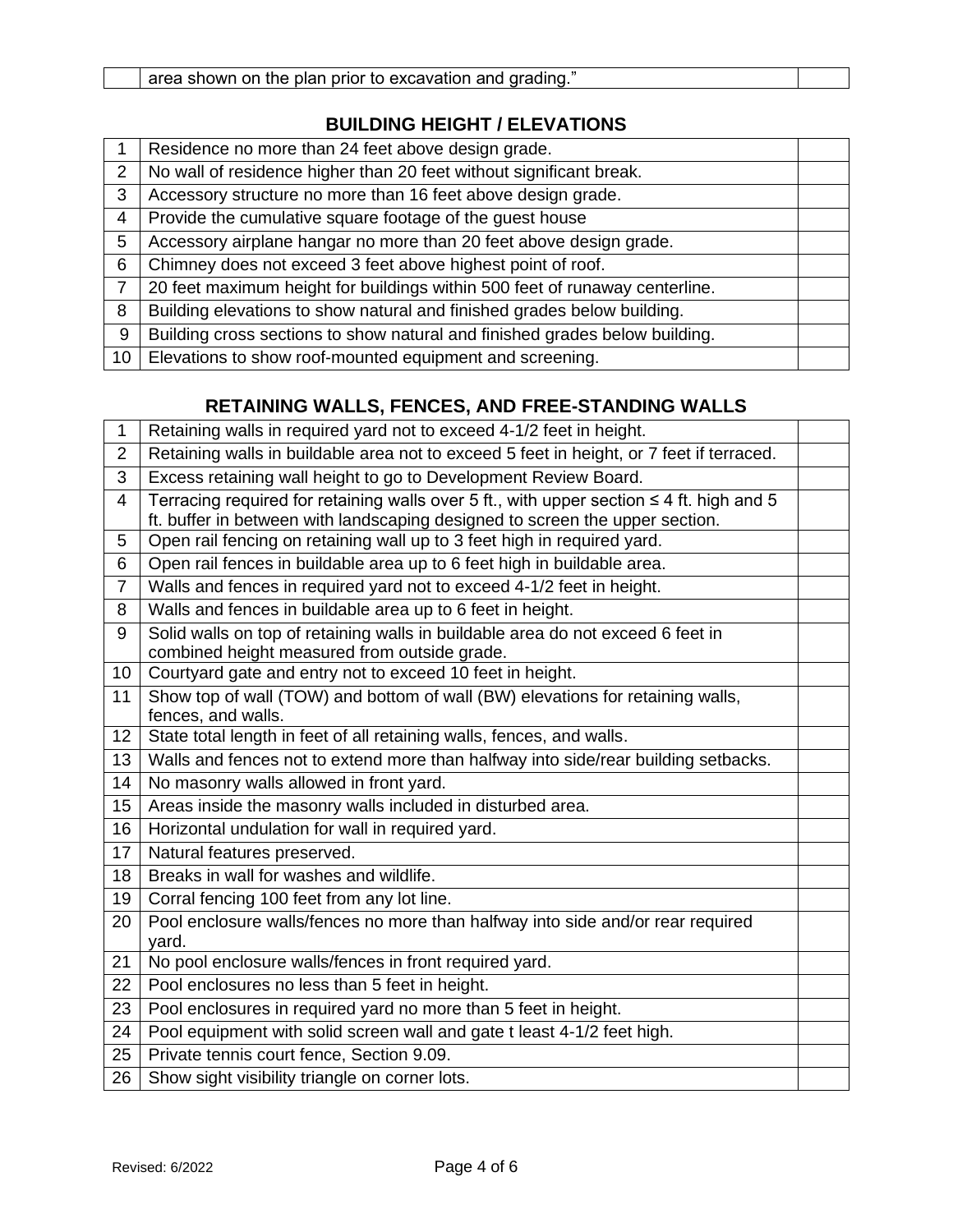| | area shown on the plan prior to excavation and grading." | |
|---|---|---|

## BUILDING HEIGHT / ELEVATIONS

| | | |
|---|---|---|
| 1 | Residence no more than 24 feet above design grade. | |
| 2 | No wall of residence higher than 20 feet without significant break. | |
| 3 | Accessory structure no more than 16 feet above design grade. | |
| 4 | Provide the cumulative square footage of the guest house | |
| 5 | Accessory airplane hangar no more than 20 feet above design grade. | |
| 6 | Chimney does not exceed 3 feet above highest point of roof. | |
| 7 | 20 feet maximum height for buildings within 500 feet of runaway centerline. | |
| 8 | Building elevations to show natural and finished grades below building. | |
| 9 | Building cross sections to show natural and finished grades below building. | |
| 10 | Elevations to show roof-mounted equipment and screening. | |

## RETAINING WALLS, FENCES, AND FREE-STANDING WALLS

| | | |
|---|---|---|
| 1 | Retaining walls in required yard not to exceed 4-1/2 feet in height. | |
| 2 | Retaining walls in buildable area not to exceed 5 feet in height, or 7 feet if terraced. | |
| 3 | Excess retaining wall height to go to Development Review Board. | |
| 4 | Terracing required for retaining walls over 5 ft., with upper section ≤ 4 ft. high and 5 ft. buffer in between with landscaping designed to screen the upper section. | |
| 5 | Open rail fencing on retaining wall up to 3 feet high in required yard. | |
| 6 | Open rail fences in buildable area up to 6 feet high in buildable area. | |
| 7 | Walls and fences in required yard not to exceed 4-1/2 feet in height. | |
| 8 | Walls and fences in buildable area up to 6 feet in height. | |
| 9 | Solid walls on top of retaining walls in buildable area do not exceed 6 feet in combined height measured from outside grade. | |
| 10 | Courtyard gate and entry not to exceed 10 feet in height. | |
| 11 | Show top of wall (TOW) and bottom of wall (BW) elevations for retaining walls, fences, and walls. | |
| 12 | State total length in feet of all retaining walls, fences, and walls. | |
| 13 | Walls and fences not to extend more than halfway into side/rear building setbacks. | |
| 14 | No masonry walls allowed in front yard. | |
| 15 | Areas inside the masonry walls included in disturbed area. | |
| 16 | Horizontal undulation for wall in required yard. | |
| 17 | Natural features preserved. | |
| 18 | Breaks in wall for washes and wildlife. | |
| 19 | Corral fencing 100 feet from any lot line. | |
| 20 | Pool enclosure walls/fences no more than halfway into side and/or rear required yard. | |
| 21 | No pool enclosure walls/fences in front required yard. | |
| 22 | Pool enclosures no less than 5 feet in height. | |
| 23 | Pool enclosures in required yard no more than 5 feet in height. | |
| 24 | Pool equipment with solid screen wall and gate t least 4-1/2 feet high. | |
| 25 | Private tennis court fence, Section 9.09. | |
| 26 | Show sight visibility triangle on corner lots. | |

Revised: 6/2022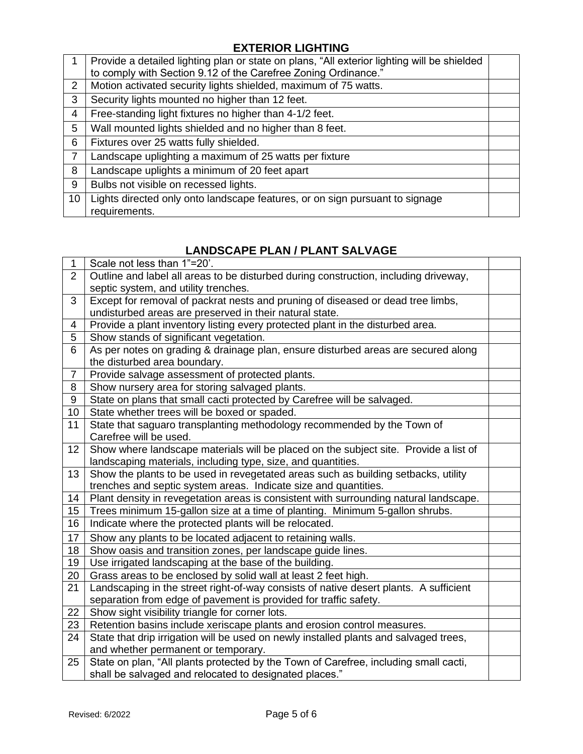## EXTERIOR LIGHTING

| | | |
|---|---|---|
| 1 | Provide a detailed lighting plan or state on plans, "All exterior lighting will be shielded to comply with Section 9.12 of the Carefree Zoning Ordinance." | |
| 2 | Motion activated security lights shielded, maximum of 75 watts. | |
| 3 | Security lights mounted no higher than 12 feet. | |
| 4 | Free-standing light fixtures no higher than 4-1/2 feet. | |
| 5 | Wall mounted lights shielded and no higher than 8 feet. | |
| 6 | Fixtures over 25 watts fully shielded. | |
| 7 | Landscape uplighting a maximum of 25 watts per fixture | |
| 8 | Landscape uplights a minimum of 20 feet apart | |
| 9 | Bulbs not visible on recessed lights. | |
| 10 | Lights directed only onto landscape features, or on sign pursuant to signage requirements. | |

## LANDSCAPE PLAN / PLANT SALVAGE

| | | |
|---|---|---|
| 1 | Scale not less than 1"=20'. | |
| 2 | Outline and label all areas to be disturbed during construction, including driveway, septic system, and utility trenches. | |
| 3 | Except for removal of packrat nests and pruning of diseased or dead tree limbs, undisturbed areas are preserved in their natural state. | |
| 4 | Provide a plant inventory listing every protected plant in the disturbed area. | |
| 5 | Show stands of significant vegetation. | |
| 6 | As per notes on grading & drainage plan, ensure disturbed areas are secured along the disturbed area boundary. | |
| 7 | Provide salvage assessment of protected plants. | |
| 8 | Show nursery area for storing salvaged plants. | |
| 9 | State on plans that small cacti protected by Carefree will be salvaged. | |
| 10 | State whether trees will be boxed or spaded. | |
| 11 | State that saguaro transplanting methodology recommended by the Town of Carefree will be used. | |
| 12 | Show where landscape materials will be placed on the subject site. Provide a list of landscaping materials, including type, size, and quantities. | |
| 13 | Show the plants to be used in revegetated areas such as building setbacks, utility trenches and septic system areas. Indicate size and quantities. | |
| 14 | Plant density in revegetation areas is consistent with surrounding natural landscape. | |
| 15 | Trees minimum 15-gallon size at a time of planting. Minimum 5-gallon shrubs. | |
| 16 | Indicate where the protected plants will be relocated. | |
| 17 | Show any plants to be located adjacent to retaining walls. | |
| 18 | Show oasis and transition zones, per landscape guide lines. | |
| 19 | Use irrigated landscaping at the base of the building. | |
| 20 | Grass areas to be enclosed by solid wall at least 2 feet high. | |
| 21 | Landscaping in the street right-of-way consists of native desert plants. A sufficient separation from edge of pavement is provided for traffic safety. | |
| 22 | Show sight visibility triangle for corner lots. | |
| 23 | Retention basins include xeriscape plants and erosion control measures. | |
| 24 | State that drip irrigation will be used on newly installed plants and salvaged trees, and whether permanent or temporary. | |
| 25 | State on plan, "All plants protected by the Town of Carefree, including small cacti, shall be salvaged and relocated to designated places." | |

Revised: 6/2022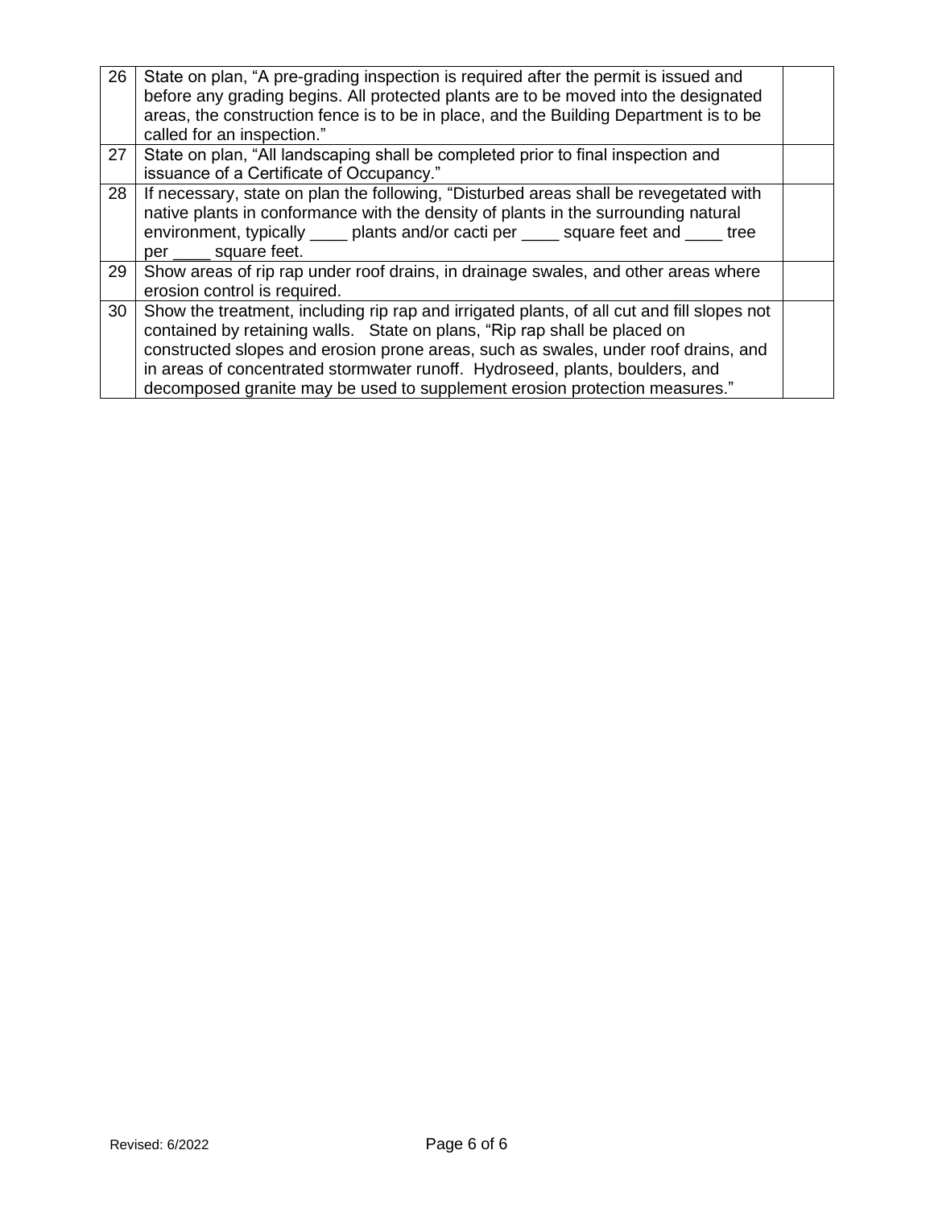| | | |
|---|---|---|
| 26 | State on plan, "A pre-grading inspection is required after the permit is issued and before any grading begins. All protected plants are to be moved into the designated areas, the construction fence is to be in place, and the Building Department is to be called for an inspection." | |
| 27 | State on plan, "All landscaping shall be completed prior to final inspection and issuance of a Certificate of Occupancy." | |
| 28 | If necessary, state on plan the following, "Disturbed areas shall be revegetated with native plants in conformance with the density of plants in the surrounding natural environment, typically ____ plants and/or cacti per ____ square feet and ____ tree per ____ square feet. | |
| 29 | Show areas of rip rap under roof drains, in drainage swales, and other areas where erosion control is required. | |
| 30 | Show the treatment, including rip rap and irrigated plants, of all cut and fill slopes not contained by retaining walls. State on plans, "Rip rap shall be placed on constructed slopes and erosion prone areas, such as swales, under roof drains, and in areas of concentrated stormwater runoff. Hydroseed, plants, boulders, and decomposed granite may be used to supplement erosion protection measures." | |

Revised: 6/2022